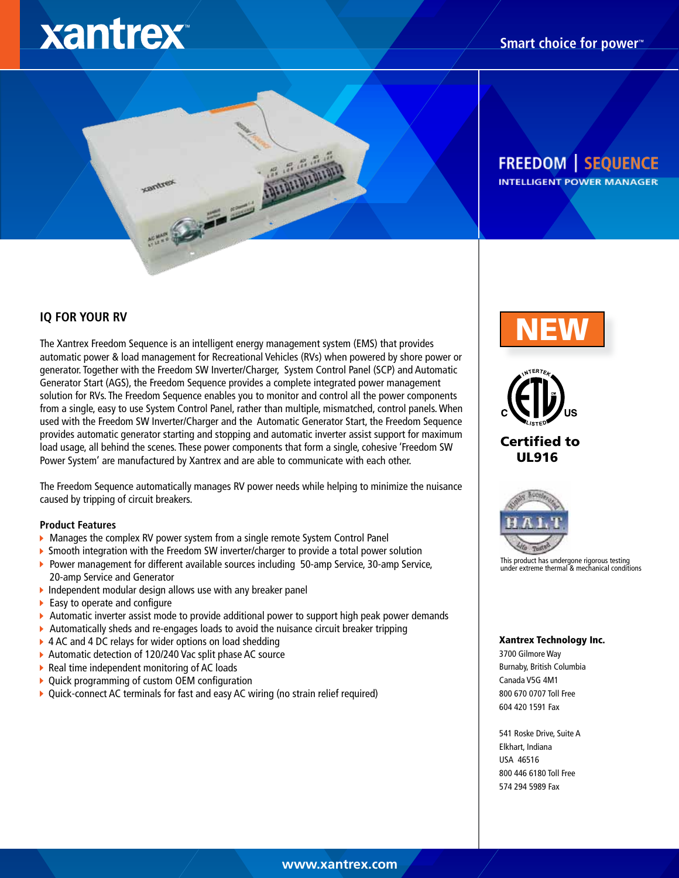# xantrex™

Smart choice for power™

## FREEDOM | SEQUENCE

INTELLIGENT POWER MANAGER

### IQ FOR YOUR RV

The Xantrex Freedom Sequence is an intelligent energy management system (EMS) that provides automatic power & load management for Recreational Vehicles (RVs) when powered by shore power or generator. Together with the Freedom SW Inverter/Charger, System Control Panel (SCP) and Automatic Generator Start (AGS), the Freedom Sequence provides a complete integrated power management solution for RVs. The Freedom Sequence enables you to monitor and control all the power components from a single, easy to use System Control Panel, rather than multiple, mismatched, control panels. When used with the Freedom SW Inverter/Charger and the Automatic Generator Start, the Freedom Sequence provides automatic generator starting and stopping and automatic inverter assist support for maximum load usage, all behind the scenes. These power components that form a single, cohesive 'Freedom SW Power System' are manufactured by Xantrex and are able to communicate with each other.

The Freedom Sequence automatically manages RV power needs while helping to minimize the nuisance caused by tripping of circuit breakers.

#### Product Features

- Manages the complex RV power system from a single remote System Control Panel
- Smooth integration with the Freedom SW inverter/charger to provide a total power solution
- Power management for different available sources including 50-amp Service, 30-amp Service, 20-amp Service and Generator
- Independent modular design allows use with any breaker panel
- Easy to operate and configure
- Automatic inverter assist mode to provide additional power to support high peak power demands
- Automatically sheds and re-engages loads to avoid the nuisance circuit breaker tripping
- 4 AC and 4 DC relays for wider options on load shedding
- Automatic detection of 120/240 Vac split phase AC source
- Real time independent monitoring of AC loads
- Quick programming of custom OEM configuration
- Quick-connect AC terminals for fast and easy AC wiring (no strain relief required)

**NEW**

**Certified to UL916**

This product has undergone rigorous testing under extreme thermal & mechanical conditions

**Xantrex Technology Inc.**
3700 Gilmore Way
Burnaby, British Columbia
Canada V5G 4M1
800 670 0707 Toll Free
604 420 1591 Fax

541 Roske Drive, Suite A
Elkhart, Indiana
USA 46516
800 446 6180 Toll Free
574 294 5989 Fax

www.xantrex.com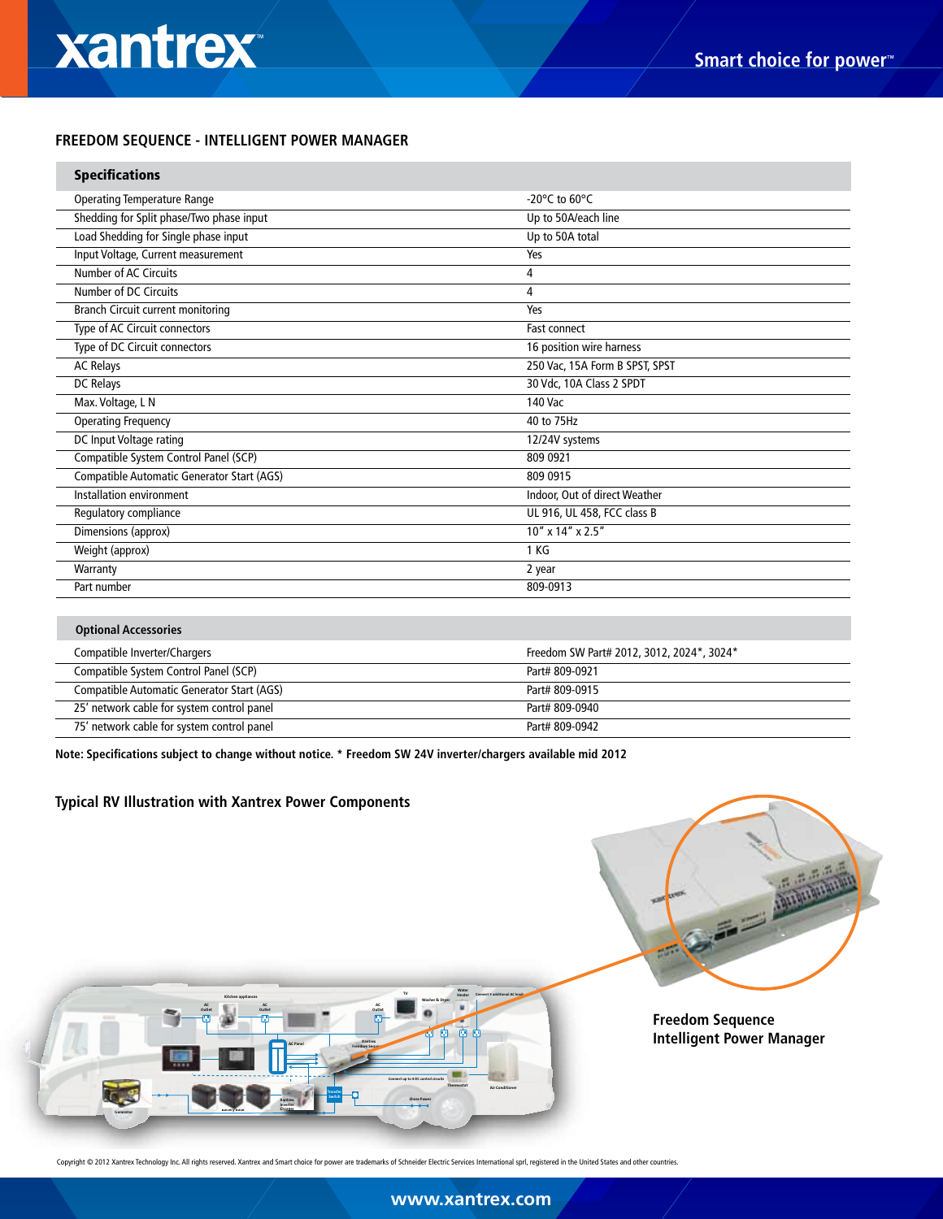## FREEDOM SEQUENCE - INTELLIGENT POWER MANAGER

| Specifications | |
|---|---|
| Operating Temperature Range | -20°C to 60°C |
| Shedding for Split phase/Two phase input | Up to 50A/each line |
| Load Shedding for Single phase input | Up to 50A total |
| Input Voltage, Current measurement | Yes |
| Number of AC Circuits | 4 |
| Number of DC Circuits | 4 |
| Branch Circuit current monitoring | Yes |
| Type of AC Circuit connectors | Fast connect |
| Type of DC Circuit connectors | 16 position wire harness |
| AC Relays | 250 Vac, 15A Form B SPST, SPST |
| DC Relays | 30 Vdc, 10A Class 2 SPDT |
| Max. Voltage, L N | 140 Vac |
| Operating Frequency | 40 to 75Hz |
| DC Input Voltage rating | 12/24V systems |
| Compatible System Control Panel (SCP) | 809 0921 |
| Compatible Automatic Generator Start (AGS) | 809 0915 |
| Installation environment | Indoor, Out of direct Weather |
| Regulatory compliance | UL 916, UL 458, FCC class B |
| Dimensions (approx) | 10" x 14" x 2.5" |
| Weight (approx) | 1 KG |
| Warranty | 2 year |
| Part number | 809-0913 |

| Optional Accessories | |
|---|---|
| Compatible Inverter/Chargers | Freedom SW Part# 2012, 3012, 2024*, 3024* |
| Compatible System Control Panel (SCP) | Part# 809-0921 |
| Compatible Automatic Generator Start (AGS) | Part# 809-0915 |
| 25' network cable for system control panel | Part# 809-0940 |
| 75' network cable for system control panel | Part# 809-0942 |

**Note: Specifications subject to change without notice. * Freedom SW 24V inverter/chargers available mid 2012**

## Typical RV Illustration with Xantrex Power Components

**Freedom Sequence Intelligent Power Manager**

Copyright © 2012 Xantrex Technology Inc. All rights reserved. Xantrex and Smart choice for power are trademarks of Schneider Electric Services International sprl, registered in the United States and other countries.